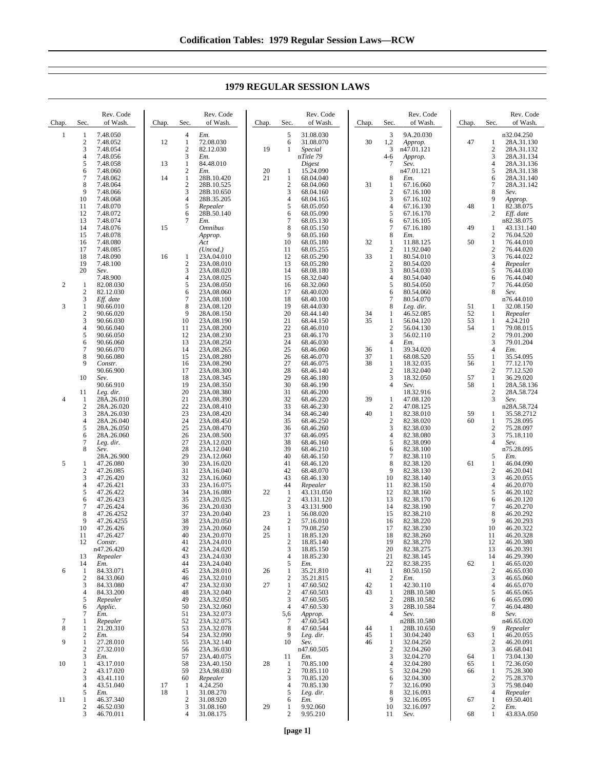# 1979 REGULAR SESSION LAWS

| Chap. | Sec. | Rev. Code of Wash. |
|---|---|---|
| 1 | 1 | 7.48.050 |
| | 2 | 7.48.052 |
| | 3 | 7.48.054 |
| | 4 | 7.48.056 |
| | 5 | 7.48.058 |
| | 6 | 7.48.060 |
| | 7 | 7.48.062 |
| | 8 | 7.48.064 |
| | 9 | 7.48.066 |
| | 10 | 7.48.068 |
| | 11 | 7.48.070 |
| | 12 | 7.48.072 |
| | 13 | 7.48.074 |
| | 14 | 7.48.076 |
| | 15 | 7.48.078 |
| | 16 | 7.48.080 |
| | 17 | 7.48.085 |
| | 18 | 7.48.090 |
| | 19 | 7.48.100 |
| | 20 | *Sev.* 7.48.900 |
| 2 | 1 | 82.08.030 |
| | 2 | 82.12.030 |
| | 3 | *Eff. date* |
| 3 | 1 | 90.66.010 |
| | 2 | 90.66.020 |
| | 3 | 90.66.030 |
| | 4 | 90.66.040 |
| | 5 | 90.66.050 |
| | 6 | 90.66.060 |
| | 7 | 90.66.070 |
| | 8 | 90.66.080 |
| | 9 | *Constr.* 90.66.900 |
| | 10 | *Sev.* 90.66.910 |
| | 11 | *Leg. dir.* |
| 4 | 1 | 28A.26.010 |
| | 2 | 28A.26.020 |
| | 3 | 28A.26.030 |
| | 4 | 28A.26.040 |
| | 5 | 28A.26.050 |
| | 6 | 28A.26.060 |
| | 7 | *Leg. dir.* |
| | 8 | *Sev.* 28A.26.900 |
| 5 | 1 | 47.26.080 |
| | 2 | 47.26.085 |
| | 3 | 47.26.420 |
| | 4 | 47.26.421 |
| | 5 | 47.26.422 |
| | 6 | 47.26.423 |
| | 7 | 47.26.424 |
| | 8 | 47.26.4252 |
| | 9 | 47.26.4255 |
| | 10 | 47.26.426 |
| | 11 | 47.26.427 |
| | 12 | *Constr.* n47.26.420 |
| | 13 | *Repealer* |
| | 14 | *Em.* |
| 6 | 1 | 84.33.071 |
| | 2 | 84.33.060 |
| | 3 | 84.33.080 |
| | 4 | 84.33.200 |
| | 5 | *Repealer* |
| | 6 | *Applic.* |
| | 7 | *Em.* |
| 7 | 1 | *Repealer* |
| 8 | 1 | 21.20.310 |
| | 2 | *Em.* |
| 9 | 1 | 27.28.010 |
| | 2 | 27.32.010 |
| | 3 | *Em.* |
| 10 | 1 | 43.17.010 |
| | 2 | 43.17.020 |
| | 3 | 43.41.110 |
| | 4 | 43.51.040 |
| | 5 | *Em.* |
| 11 | 1 | 46.37.340 |
| | 2 | 46.52.030 |
| | 3 | 46.70.011 |
| | 4 | *Em.* |
| 12 | 1 | 72.08.030 |
| | 2 | 82.12.030 |
| | 3 | *Em.* |
| 13 | 1 | 84.48.010 |
| | 2 | *Em.* |
| 14 | 1 | 28B.10.420 |
| | 2 | 28B.10.525 |
| | 3 | 28B.10.650 |
| | 4 | 28B.35.205 |
| | 5 | *Repealer* |
| | 6 | 28B.50.140 |
| | 7 | *Em.* |
| 15 | | *Omnibus Approp. Act (Uncod.)* |
| 16 | 1 | 23A.04.010 |
| | 2 | 23A.08.010 |
| | 3 | 23A.08.020 |
| | 4 | 23A.08.025 |
| | 5 | 23A.08.050 |
| | 6 | 23A.08.060 |
| | 7 | 23A.08.100 |
| | 8 | 23A.08.120 |
| | 9 | 28A.08.150 |
| | 10 | 23A.08.190 |
| | 11 | 23A.08.200 |
| | 12 | 23A.08.230 |
| | 13 | 23A.08.250 |
| | 14 | 23A.08.265 |
| | 15 | 23A.08.280 |
| | 16 | 23A.08.290 |
| | 17 | 23A.08.300 |
| | 18 | 23A.08.345 |
| | 19 | 23A.08.350 |
| | 20 | 23A.08.380 |
| | 21 | 23A.08.390 |
| | 22 | 23A.08.410 |
| | 23 | 23A.08.420 |
| | 24 | 23A.08.450 |
| | 25 | 23A.08.470 |
| | 26 | 23A.08.500 |
| | 27 | 23A.12.020 |
| | 28 | 23A.12.040 |
| | 29 | 23A.12.060 |
| | 30 | 23A.16.020 |
| | 31 | 23A.16.040 |
| | 32 | 23A.16.060 |
| | 33 | 23A.16.075 |
| | 34 | 23A.16.080 |
| | 35 | 23A.20.025 |
| | 36 | 23A.20.030 |
| | 37 | 23A.20.040 |
| | 38 | 23A.20.050 |
| | 39 | 23A.20.060 |
| | 40 | 23A.20.070 |
| | 41 | 23A.24.010 |
| | 42 | 23A.24.020 |
| | 43 | 23A.24.030 |
| | 44 | 23A.24.040 |
| | 45 | 23A.28.010 |
| | 46 | 23A.32.010 |
| | 47 | 23A.32.030 |
| | 48 | 23A.32.040 |
| | 49 | 23A.32.050 |
| | 50 | 23A.32.060 |
| | 51 | 23A.32.073 |
| | 52 | 23A.32.075 |
| | 53 | 23A.32.078 |
| | 54 | 23A.32.090 |
| | 55 | 23A.32.140 |
| | 56 | 23A.36.030 |
| | 57 | 23A.40.075 |
| | 58 | 23A.40.150 |
| | 59 | 23A.98.030 |
| | 60 | *Repealer* |
| 17 | 1 | 4.24.250 |
| 18 | 1 | 31.08.270 |
| | 2 | 31.08.920 |
| | 3 | 31.08.160 |
| | 4 | 31.08.175 |
| | 5 | 31.08.030 |
| | 6 | 31.08.070 |
| 19 | 1 | *Special* n*Title 79 Digest* |
| 20 | 1 | 15.24.090 |
| 21 | 1 | 68.04.040 |
| | 2 | 68.04.060 |
| | 3 | 68.04.160 |
| | 4 | 68.04.165 |
| | 5 | 68.05.050 |
| | 6 | 68.05.090 |
| | 7 | 68.05.130 |
| | 8 | 68.05.150 |
| | 9 | 68.05.160 |
| | 10 | 68.05.180 |
| | 11 | 68.05.255 |
| | 12 | 68.05.290 |
| | 13 | 68.05.280 |
| | 14 | 68.08.180 |
| | 15 | 68.32.040 |
| | 16 | 68.32.060 |
| | 17 | 68.40.020 |
| | 18 | 68.40.100 |
| | 19 | 68.44.030 |
| | 20 | 68.44.140 |
| | 21 | 68.44.150 |
| | 22 | 68.46.010 |
| | 23 | 68.46.170 |
| | 24 | 68.46.030 |
| | 25 | 68.46.060 |
| | 26 | 68.46.070 |
| | 27 | 68.46.075 |
| | 28 | 68.46.140 |
| | 29 | 68.46.180 |
| | 30 | 68.46.190 |
| | 31 | 68.46.200 |
| | 32 | 68.46.220 |
| | 33 | 68.46.230 |
| | 34 | 68.46.240 |
| | 35 | 68.46.250 |
| | 36 | 68.46.260 |
| | 37 | 68.46.095 |
| | 38 | 68.46.160 |
| | 39 | 68.46.210 |
| | 40 | 68.46.150 |
| | 41 | 68.46.120 |
| | 42 | 68.48.070 |
| | 43 | 68.46.130 |
| | 44 | *Repealer* |
| 22 | 1 | 43.131.050 |
| | 2 | 43.131.120 |
| | 3 | 43.131.900 |
| 23 | 1 | 56.08.020 |
| | 2 | 57.16.010 |
| 24 | 1 | 79.08.250 |
| 25 | 1 | 18.85.120 |
| | 2 | 18.85.140 |
| | 3 | 18.85.150 |
| | 4 | 18.85.230 |
| | 5 | *Em.* |
| 26 | 1 | 35.21.810 |
| | 2 | 35.21.815 |
| 27 | 1 | 47.60.502 |
| | 2 | 47.60.503 |
| | 3 | 47.60.505 |
| | 4 | 47.60.530 |
| | 5,6 | *Approp.* |
| | 7 | 47.60.543 |
| | 8 | 47.60.544 |
| | 9 | *Leg. dir.* |
| | 10 | *Sev.* n47.60.505 |
| | 11 | *Em.* |
| 28 | 1 | 70.85.100 |
| | 2 | 70.85.110 |
| | 3 | 70.85.120 |
| | 4 | 70.85.130 |
| | 5 | *Leg. dir.* |
| | 6 | *Em.* |
| 29 | 1 | 9.92.060 |
| | 2 | 9.95.210 |
| | 3 | 9A.20.030 |
| 30 | 1,2 | *Approp.* |
| | 3 | n47.01.121 |
| | 4-6 | *Approp.* |
| | 7 | *Sev.* n47.01.121 |
| | 8 | *Em.* |
| 31 | 1 | 67.16.060 |
| | 2 | 67.16.100 |
| | 3 | 67.16.102 |
| | 4 | 67.16.130 |
| | 5 | 67.16.170 |
| | 6 | 67.16.105 |
| | 7 | 67.16.180 |
| | 8 | *Em.* |
| 32 | 1 | 11.88.125 |
| | 2 | 11.92.040 |
| 33 | 1 | 80.54.010 |
| | 2 | 80.54.020 |
| | 3 | 80.54.030 |
| | 4 | 80.54.040 |
| | 5 | 80.54.050 |
| | 6 | 80.54.060 |
| | 7 | 80.54.070 |
| | 8 | *Leg. dir.* |
| 34 | 1 | 46.52.085 |
| 35 | 1 | 56.04.120 |
| | 2 | 56.04.130 |
| | 3 | 56.02.110 |
| | 4 | *Em.* |
| 36 | 1 | 39.34.020 |
| 37 | 1 | 68.08.520 |
| 38 | 1 | 18.32.035 |
| | 2 | 18.32.040 |
| | 3 | 18.32.050 |
| | 4 | *Sev.* 18.32.916 |
| 39 | 1 | 47.08.120 |
| | 2 | 47.08.125 |
| 40 | 1 | 82.38.010 |
| | 2 | 82.38.020 |
| | 3 | 82.38.030 |
| | 4 | 82.38.080 |
| | 5 | 82.38.090 |
| | 6 | 82.38.100 |
| | 7 | 82.38.110 |
| | 8 | 82.38.120 |
| | 9 | 82.38.130 |
| | 10 | 82.38.140 |
| | 11 | 82.38.150 |
| | 12 | 82.38.160 |
| | 13 | 82.38.170 |
| | 14 | 82.38.190 |
| | 15 | 82.38.210 |
| | 16 | 82.38.220 |
| | 17 | 82.38.230 |
| | 18 | 82.38.260 |
| | 19 | 82.38.270 |
| | 20 | 82.38.275 |
| | 21 | 82.38.145 |
| | 22 | 82.38.235 |
| 41 | 1 | 80.50.150 |
| | 2 | *Em.* |
| 42 | 1 | 42.30.110 |
| 43 | 1 | 28B.10.580 |
| | 2 | 28B.10.582 |
| | 3 | 28B.10.584 |
| | 4 | *Sev.* n28B.10.580 |
| 44 | 1 | 28B.10.650 |
| 45 | 1 | 30.04.240 |
| 46 | 1 | 32.04.250 |
| | 2 | 32.04.260 |
| | 3 | 32.04.270 |
| | 4 | 32.04.280 |
| | 5 | 32.04.290 |
| | 6 | 32.04.300 |
| | 7 | 32.16.090 |
| | 8 | 32.16.093 |
| | 9 | 32.16.095 |
| | 10 | 32.16.097 |
| | 11 | *Sev.* n32.04.250 |
| 47 | 1 | 28A.31.130 |
| | 2 | 28A.31.132 |
| | 3 | 28A.31.134 |
| | 4 | 28A.31.136 |
| | 5 | 28A.31.138 |
| | 6 | 28A.31.140 |
| | 7 | 28A.31.142 |
| | 8 | *Sev.* |
| | 9 | *Approp.* |
| 48 | 1 | 82.38.075 |
| | 2 | *Eff. date* n82.38.075 |
| 49 | 1 | 43.131.140 |
| | 2 | 76.04.520 |
| 50 | 1 | 76.44.010 |
| | 2 | 76.44.020 |
| | 3 | 76.44.022 |
| | 4 | *Repealer* |
| | 5 | 76.44.030 |
| | 6 | 76.44.040 |
| | 7 | 76.44.050 |
| | 8 | *Sev.* n76.44.010 |
| 51 | 1 | 32.08.150 |
| 52 | 1 | *Repealer* |
| 53 | 1 | 4.24.210 |
| 54 | 1 | 79.08.015 |
| | 2 | 79.01.200 |
| | 3 | 79.01.204 |
| | 4 | *Em.* |
| 55 | 1 | 35.54.095 |
| 56 | 1 | 77.12.170 |
| | 2 | 77.12.520 |
| 57 | 1 | 36.29.020 |
| 58 | 1 | 28A.58.136 |
| | 2 | 28A.58.724 |
| | 3 | *Sev.* n28A.58.724 |
| 59 | 1 | 35.58.2712 |
| 60 | 1 | 75.28.095 |
| | 2 | 75.28.097 |
| | 3 | 75.18.110 |
| | 4 | *Sev.* n75.28.095 |
| | 5 | *Em.* |
| 61 | 1 | 46.04.090 |
| | 2 | 46.20.041 |
| | 3 | 46.20.055 |
| | 4 | 46.20.070 |
| | 5 | 46.20.102 |
| | 6 | 46.20.120 |
| | 7 | 46.20.270 |
| | 8 | 46.20.292 |
| | 9 | 46.20.293 |
| | 10 | 46.20.322 |
| | 11 | 46.20.328 |
| | 12 | 46.20.380 |
| | 13 | 46.20.391 |
| | 14 | 46.29.390 |
| 62 | 1 | 46.65.020 |
| | 2 | 46.65.030 |
| | 3 | 46.65.060 |
| | 4 | 46.65.070 |
| | 5 | 46.65.065 |
| | 6 | 46.65.090 |
| | 7 | 46.04.480 |
| | 8 | *Sev.* n46.65.020 |
| | 9 | *Repealer* |
| 63 | 1 | 46.20.055 |
| | 2 | 46.20.091 |
| | 3 | 46.68.041 |
| 64 | 1 | 73.04.130 |
| 65 | 1 | 72.36.050 |
| 66 | 1 | 75.28.300 |
| | 2 | 75.28.370 |
| | 3 | 75.98.040 |
| | 4 | *Repealer* |
| 67 | 1 | 69.50.401 |
| | 2 | *Em.* |
| 68 | 1 | 43.83A.050 |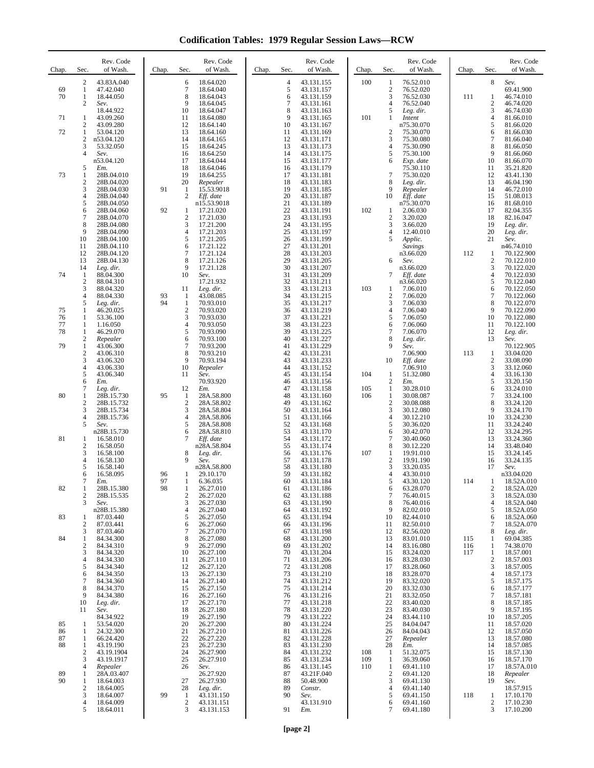# Codification Tables: 1979 Regular Session Laws—RCW

| Chap. | Sec. | Rev. Code of Wash. |
|---|---|---|
| | 2 | 43.83A.040 |
| 69 | 1 | 47.42.040 |
| 70 | 1 | 18.44.050 |
| | 2 | *Sev.* 18.44.922 |
| 71 | 1 | 43.09.260 |
| | 2 | 43.09.280 |
| 72 | 1 | 53.04.120 |
| | 2 | n53.04.120 |
| | 3 | 53.32.050 |
| | 4 | *Sev.* n53.04.120 |
| | 5 | *Em.* |
| 73 | 1 | 28B.04.010 |
| | 2 | 28B.04.020 |
| | 3 | 28B.04.030 |
| | 4 | 28B.04.040 |
| | 5 | 28B.04.050 |
| | 6 | 28B.04.060 |
| | 7 | 28B.04.070 |
| | 8 | 28B.04.080 |
| | 9 | 28B.04.090 |
| | 10 | 28B.04.100 |
| | 11 | 28B.04.110 |
| | 12 | 28B.04.120 |
| | 13 | 28B.04.130 |
| | 14 | *Leg. dir.* |
| 74 | 1 | 88.04.300 |
| | 2 | 88.04.310 |
| | 3 | 88.04.320 |
| | 4 | 88.04.330 |
| | 5 | *Leg. dir.* |
| 75 | 1 | 46.20.025 |
| 76 | 1 | 53.36.100 |
| 77 | 1 | 1.16.050 |
| 78 | 1 | 46.29.070 |
| | 2 | *Repealer* |
| 79 | 1 | 43.06.300 |
| | 2 | 43.06.310 |
| | 3 | 43.06.320 |
| | 4 | 43.06.330 |
| | 5 | 43.06.340 |
| | 6 | *Em.* |
| | 7 | *Leg. dir.* |
| 80 | 1 | 28B.15.730 |
| | 2 | 28B.15.732 |
| | 3 | 28B.15.734 |
| | 4 | 28B.15.736 |
| | 5 | *Sev.* n28B.15.730 |
| 81 | 1 | 16.58.010 |
| | 2 | 16.58.050 |
| | 3 | 16.58.100 |
| | 4 | 16.58.130 |
| | 5 | 16.58.140 |
| | 6 | 16.58.095 |
| | 7 | *Em.* |
| 82 | 1 | 28B.15.380 |
| | 2 | 28B.15.535 |
| | 3 | *Sev.* n28B.15.380 |
| 83 | 1 | 87.03.440 |
| | 2 | 87.03.441 |
| | 3 | 87.03.460 |
| 84 | 1 | 84.34.300 |
| | 2 | 84.34.310 |
| | 3 | 84.34.320 |
| | 4 | 84.34.330 |
| | 5 | 84.34.340 |
| | 6 | 84.34.350 |
| | 7 | 84.34.360 |
| | 8 | 84.34.370 |
| | 9 | 84.34.380 |
| | 10 | *Leg. dir.* |
| | 11 | *Sev.* 84.34.922 |
| 85 | 1 | 53.54.020 |
| 86 | 1 | 24.32.300 |
| 87 | 1 | 66.24.420 |
| 88 | 1 | 43.19.190 |
| | 2 | 43.19.1904 |
| | 3 | 43.19.1917 |
| | 4 | *Repealer* |
| 89 | 1 | 28A.03.407 |
| 90 | 1 | 18.64.003 |
| | 2 | 18.64.005 |
| | 3 | 18.64.007 |
| | 4 | 18.64.009 |
| | 5 | 18.64.011 |
| | 6 | 18.64.020 |
| | 7 | 18.64.040 |
| | 8 | 18.64.043 |
| | 9 | 18.64.045 |
| | 10 | 18.64.047 |
| | 11 | 18.64.080 |
| | 12 | 18.64.140 |
| | 13 | 18.64.160 |
| | 14 | 18.64.165 |
| | 15 | 18.64.245 |
| | 16 | 18.64.250 |
| | 17 | 18.64.044 |
| | 18 | 18.64.046 |
| | 19 | 18.64.255 |
| | 20 | *Repealer* |
| 91 | 1 | 15.53.9018 |
| | 2 | *Eff. date* n15.53.9018 |
| 92 | 1 | 17.21.020 |
| | 2 | 17.21.030 |
| | 3 | 17.21.200 |
| | 4 | 17.21.203 |
| | 5 | 17.21.205 |
| | 6 | 17.21.122 |
| | 7 | 17.21.124 |
| | 8 | 17.21.126 |
| | 9 | 17.21.128 |
| | 10 | *Sev.* 17.21.932 |
| | 11 | *Leg. dir.* |
| 93 | 1 | 43.08.085 |
| 94 | 1 | 70.93.010 |
| | 2 | 70.93.020 |
| | 3 | 70.93.030 |
| | 4 | 70.93.050 |
| | 5 | 70.93.090 |
| | 6 | 70.93.100 |
| | 7 | 70.93.200 |
| | 8 | 70.93.210 |
| | 9 | 70.93.194 |
| | 10 | *Repealer* |
| | 11 | *Sev.* 70.93.920 |
| | 12 | *Em.* |
| 95 | 1 | 28A.58.800 |
| | 2 | 28A.58.802 |
| | 3 | 28A.58.804 |
| | 4 | 28A.58.806 |
| | 5 | 28A.58.808 |
| | 6 | 28A.58.810 |
| | 7 | *Eff. date* n28A.58.804 |
| | 8 | *Leg. dir.* |
| | 9 | *Sev.* n28A.58.800 |
| 96 | 1 | 29.10.170 |
| 97 | 1 | 6.36.035 |
| 98 | 1 | 26.27.010 |
| | 2 | 26.27.020 |
| | 3 | 26.27.030 |
| | 4 | 26.27.040 |
| | 5 | 26.27.050 |
| | 6 | 26.27.060 |
| | 7 | 26.27.070 |
| | 8 | 26.27.080 |
| | 9 | 26.27.090 |
| | 10 | 26.27.100 |
| | 11 | 26.27.110 |
| | 12 | 26.27.120 |
| | 13 | 26.27.130 |
| | 14 | 26.27.140 |
| | 15 | 26.27.150 |
| | 16 | 26.27.160 |
| | 17 | 26.27.170 |
| | 18 | 26.27.180 |
| | 19 | 26.27.190 |
| | 20 | 26.27.200 |
| | 21 | 26.27.210 |
| | 22 | 26.27.220 |
| | 23 | 26.27.230 |
| | 24 | 26.27.900 |
| | 25 | 26.27.910 |
| | 26 | *Sev.* 26.27.920 |
| | 27 | 26.27.930 |
| | 28 | *Leg. dir.* |
| 99 | 1 | 43.131.150 |
| | 2 | 43.131.151 |
| | 3 | 43.131.153 |
| | 4 | 43.131.155 |
| | 5 | 43.131.157 |
| | 6 | 43.131.159 |
| | 7 | 43.131.161 |
| | 8 | 43.131.163 |
| | 9 | 43.131.165 |
| | 10 | 43.131.167 |
| | 11 | 43.131.169 |
| | 12 | 43.131.171 |
| | 13 | 43.131.173 |
| | 14 | 43.131.175 |
| | 15 | 43.131.177 |
| | 16 | 43.131.179 |
| | 17 | 43.131.181 |
| | 18 | 43.131.183 |
| | 19 | 43.131.185 |
| | 20 | 43.131.187 |
| | 21 | 43.131.189 |
| | 22 | 43.131.191 |
| | 23 | 43.131.193 |
| | 24 | 43.131.195 |
| | 25 | 43.131.197 |
| | 26 | 43.131.199 |
| | 27 | 43.131.201 |
| | 28 | 43.131.203 |
| | 29 | 43.131.205 |
| | 30 | 43.131.207 |
| | 31 | 43.131.209 |
| | 32 | 43.131.211 |
| | 33 | 43.131.213 |
| | 34 | 43.131.215 |
| | 35 | 43.131.217 |
| | 36 | 43.131.219 |
| | 37 | 43.131.221 |
| | 38 | 43.131.223 |
| | 39 | 43.131.225 |
| | 40 | 43.131.227 |
| | 41 | 43.131.229 |
| | 42 | 43.131.231 |
| | 43 | 43.131.233 |
| | 44 | 43.131.152 |
| | 45 | 43.131.154 |
| | 46 | 43.131.156 |
| | 47 | 43.131.158 |
| | 48 | 43.131.160 |
| | 49 | 43.131.162 |
| | 50 | 43.131.164 |
| | 51 | 43.131.166 |
| | 52 | 43.131.168 |
| | 53 | 43.131.170 |
| | 54 | 43.131.172 |
| | 55 | 43.131.174 |
| | 56 | 43.131.176 |
| | 57 | 43.131.178 |
| | 58 | 43.131.180 |
| | 59 | 43.131.182 |
| | 60 | 43.131.184 |
| | 61 | 43.131.186 |
| | 62 | 43.131.188 |
| | 63 | 43.131.190 |
| | 64 | 43.131.192 |
| | 65 | 43.131.194 |
| | 66 | 43.131.196 |
| | 67 | 43.131.198 |
| | 68 | 43.131.200 |
| | 69 | 43.131.202 |
| | 70 | 43.131.204 |
| | 71 | 43.131.206 |
| | 72 | 43.131.208 |
| | 73 | 43.131.210 |
| | 74 | 43.131.212 |
| | 75 | 43.131.214 |
| | 76 | 43.131.216 |
| | 77 | 43.131.218 |
| | 78 | 43.131.220 |
| | 79 | 43.131.222 |
| | 80 | 43.131.224 |
| | 81 | 43.131.226 |
| | 82 | 43.131.228 |
| | 83 | 43.131.230 |
| | 84 | 43.131.232 |
| | 85 | 43.131.234 |
| | 86 | 43.131.145 |
| | 87 | 43.21F.040 |
| | 88 | 50.48.900 |
| | 89 | *Constr.* |
| | 90 | *Sev.* 43.131.910 |
| | 91 | *Em.* |
| 100 | 1 | 76.52.010 |
| | 2 | 76.52.020 |
| | 3 | 76.52.030 |
| | 4 | 76.52.040 |
| | 5 | *Leg. dir.* |
| 101 | 1 | *Intent* n75.30.070 |
| | 2 | 75.30.070 |
| | 3 | 75.30.080 |
| | 4 | 75.30.090 |
| | 5 | 75.30.100 |
| | 6 | *Exp. date* 75.30.110 |
| | 7 | 75.30.020 |
| | 8 | *Leg. dir.* |
| | 9 | *Repealer* |
| | 10 | *Eff. date* n75.30.070 |
| 102 | 1 | 2.06.030 |
| | 2 | 3.20.020 |
| | 3 | 3.66.020 |
| | 4 | 12.40.010 |
| | 5 | *Applic. Savings* n3.66.020 |
| | 6 | *Sev.* n3.66.020 |
| | 7 | *Eff. date* n3.66.020 |
| 103 | 1 | 7.06.010 |
| | 2 | 7.06.020 |
| | 3 | 7.06.030 |
| | 4 | 7.06.040 |
| | 5 | 7.06.050 |
| | 6 | 7.06.060 |
| | 7 | 7.06.070 |
| | 8 | *Leg. dir.* |
| | 9 | *Sev.* 7.06.900 |
| | 10 | *Eff. date* 7.06.910 |
| 104 | 1 | 51.32.080 |
| | 2 | *Em.* |
| 105 | 1 | 30.28.010 |
| 106 | 1 | 30.08.087 |
| | 2 | 30.08.088 |
| | 3 | 30.12.080 |
| | 4 | 30.12.210 |
| | 5 | 30.36.020 |
| | 6 | 30.42.070 |
| | 7 | 30.40.060 |
| | 8 | 30.12.220 |
| 107 | 1 | 19.91.010 |
| | 2 | 19.91.190 |
| | 3 | 33.20.035 |
| | 4 | 33.30.010 |
| | 5 | 43.30.120 |
| | 6 | 63.28.070 |
| | 7 | 76.40.015 |
| | 8 | 76.40.016 |
| | 9 | 82.02.010 |
| | 10 | 82.44.010 |
| | 11 | 82.50.010 |
| | 12 | 82.56.020 |
| | 13 | 83.01.010 |
| | 14 | 83.16.080 |
| | 15 | 83.24.020 |
| | 16 | 83.28.030 |
| | 17 | 83.28.060 |
| | 18 | 83.28.070 |
| | 19 | 83.32.020 |
| | 20 | 83.32.030 |
| | 21 | 83.32.050 |
| | 22 | 83.40.020 |
| | 23 | 83.40.030 |
| | 24 | 83.44.110 |
| | 25 | 84.04.047 |
| | 26 | 84.04.043 |
| | 27 | *Repealer* |
| | 28 | *Em.* |
| 108 | 1 | 51.32.075 |
| 109 | 1 | 36.39.060 |
| 110 | 1 | 69.41.110 |
| | 2 | 69.41.120 |
| | 3 | 69.41.130 |
| | 4 | 69.41.140 |
| | 5 | 69.41.150 |
| | 6 | 69.41.160 |
| | 7 | 69.41.180 |
| | 8 | *Sev.* 69.41.900 |
| 111 | 1 | 46.74.010 |
| | 2 | 46.74.020 |
| | 3 | 46.74.030 |
| | 4 | 81.66.010 |
| | 5 | 81.66.020 |
| | 6 | 81.66.030 |
| | 7 | 81.66.040 |
| | 8 | 81.66.050 |
| | 9 | 81.66.060 |
| | 10 | 81.66.070 |
| | 11 | 35.21.820 |
| | 12 | 43.41.130 |
| | 13 | 46.04.190 |
| | 14 | 46.72.010 |
| | 15 | 51.08.013 |
| | 16 | 81.68.010 |
| | 17 | 82.04.355 |
| | 18 | 82.16.047 |
| | 19 | *Leg. dir.* |
| | 20 | *Leg. dir.* |
| | 21 | *Sev.* n46.74.010 |
| 112 | 1 | 70.122.900 |
| | 2 | 70.122.010 |
| | 3 | 70.122.020 |
| | 4 | 70.122.030 |
| | 5 | 70.122.040 |
| | 6 | 70.122.050 |
| | 7 | 70.122.060 |
| | 8 | 70.122.070 |
| | 9 | 70.122.090 |
| | 10 | 70.122.080 |
| | 11 | 70.122.100 |
| | 12 | *Leg. dir.* |
| | 13 | *Sev.* 70.122.905 |
| 113 | 1 | 33.04.020 |
| | 2 | 33.08.090 |
| | 3 | 33.12.060 |
| | 4 | 33.16.130 |
| | 5 | 33.20.150 |
| | 6 | 33.24.010 |
| | 7 | 33.24.100 |
| | 8 | 33.24.120 |
| | 9 | 33.24.170 |
| | 10 | 33.24.230 |
| | 11 | 33.24.240 |
| | 12 | 33.24.295 |
| | 13 | 33.24.360 |
| | 14 | 33.48.040 |
| | 15 | 33.24.145 |
| | 16 | 33.24.135 |
| | 17 | *Sev.* n33.04.020 |
| 114 | 1 | 18.52A.010 |
| | 2 | 18.52A.020 |
| | 3 | 18.52A.030 |
| | 4 | 18.52A.040 |
| | 5 | 18.52A.050 |
| | 6 | 18.52A.060 |
| | 7 | 18.52A.070 |
| | 8 | *Leg. dir.* |
| 115 | 1 | 69.04.385 |
| 116 | 1 | 74.38.070 |
| 117 | 1 | 18.57.001 |
| | 2 | 18.57.003 |
| | 3 | 18.57.005 |
| | 4 | 18.57.173 |
| | 5 | 18.57.175 |
| | 6 | 18.57.177 |
| | 7 | 18.57.181 |
| | 8 | 18.57.185 |
| | 9 | 18.57.195 |
| | 10 | 18.57.205 |
| | 11 | 18.57.020 |
| | 12 | 18.57.050 |
| | 13 | 18.57.080 |
| | 14 | 18.57.085 |
| | 15 | 18.57.130 |
| | 16 | 18.57.170 |
| | 17 | 18.57A.010 |
| | 18 | *Repealer* |
| | 19 | *Sev.* 18.57.915 |
| 118 | 1 | 17.10.170 |
| | 2 | 17.10.230 |
| | 3 | 17.10.200 |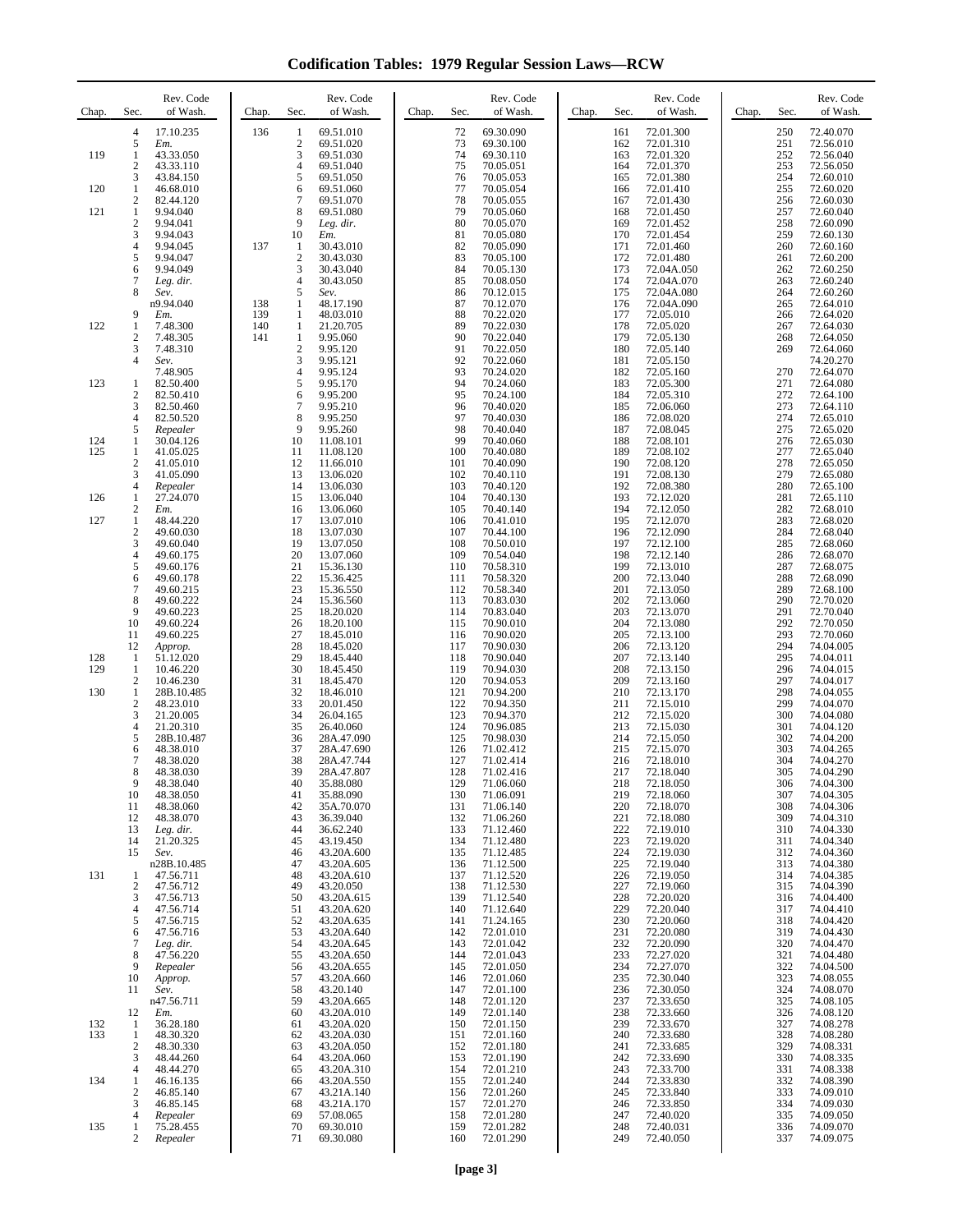# Codification Tables: 1979 Regular Session Laws—RCW

| Chap. | Sec. | Rev. Code of Wash. |
|---|---|---|
| | 4 | 17.10.235 |
| | 5 | *Em.* |
| 119 | 1 | 43.33.050 |
| | 2 | 43.33.110 |
| | 3 | 43.84.150 |
| 120 | 1 | 46.68.010 |
| | 2 | 82.44.120 |
| 121 | 1 | 9.94.040 |
| | 2 | 9.94.041 |
| | 3 | 9.94.043 |
| | 4 | 9.94.045 |
| | 5 | 9.94.047 |
| | 6 | 9.94.049 |
| | 7 | *Leg. dir.* |
| | 8 | *Sev.* n9.94.040 |
| | 9 | *Em.* |
| 122 | 1 | 7.48.300 |
| | 2 | 7.48.305 |
| | 3 | 7.48.310 |
| | 4 | *Sev.* 7.48.905 |
| 123 | 1 | 82.50.400 |
| | 2 | 82.50.410 |
| | 3 | 82.50.460 |
| | 4 | 82.50.520 |
| | 5 | *Repealer* |
| 124 | 1 | 30.04.126 |
| 125 | 1 | 41.05.025 |
| | 2 | 41.05.010 |
| | 3 | 41.05.090 |
| | 4 | *Repealer* |
| 126 | 1 | 27.24.070 |
| | 2 | *Em.* |
| 127 | 1 | 48.44.220 |
| | 2 | 49.60.030 |
| | 3 | 49.60.040 |
| | 4 | 49.60.175 |
| | 5 | 49.60.176 |
| | 6 | 49.60.178 |
| | 7 | 49.60.215 |
| | 8 | 49.60.222 |
| | 9 | 49.60.223 |
| | 10 | 49.60.224 |
| | 11 | 49.60.225 |
| | 12 | *Approp.* |
| 128 | 1 | 51.12.020 |
| 129 | 1 | 10.46.220 |
| | 2 | 10.46.230 |
| 130 | 1 | 28B.10.485 |
| | 2 | 48.23.010 |
| | 3 | 21.20.005 |
| | 4 | 21.20.310 |
| | 5 | 28B.10.487 |
| | 6 | 48.38.010 |
| | 7 | 48.38.020 |
| | 8 | 48.38.030 |
| | 9 | 48.38.040 |
| | 10 | 48.38.050 |
| | 11 | 48.38.060 |
| | 12 | 48.38.070 |
| | 13 | *Leg. dir.* |
| | 14 | 21.20.325 |
| | 15 | *Sev.* n28B.10.485 |
| 131 | 1 | 47.56.711 |
| | 2 | 47.56.712 |
| | 3 | 47.56.713 |
| | 4 | 47.56.714 |
| | 5 | 47.56.715 |
| | 6 | 47.56.716 |
| | 7 | *Leg. dir.* |
| | 8 | 47.56.220 |
| | 9 | *Repealer* |
| | 10 | *Approp.* |
| | 11 | *Sev.* n47.56.711 |
| | 12 | *Em.* |
| 132 | 1 | 36.28.180 |
| 133 | 1 | 48.30.320 |
| | 2 | 48.30.330 |
| | 3 | 48.44.260 |
| | 4 | 48.44.270 |
| 134 | 1 | 46.16.135 |
| | 2 | 46.85.140 |
| | 3 | 46.85.145 |
| | 4 | *Repealer* |
| 135 | 1 | 75.28.455 |
| | 2 | *Repealer* |
| 136 | 1 | 69.51.010 |
| | 2 | 69.51.020 |
| | 3 | 69.51.030 |
| | 4 | 69.51.040 |
| | 5 | 69.51.050 |
| | 6 | 69.51.060 |
| | 7 | 69.51.070 |
| | 8 | 69.51.080 |
| | 9 | *Leg. dir.* |
| | 10 | *Em.* |
| 137 | 1 | 30.43.010 |
| | 2 | 30.43.030 |
| | 3 | 30.43.040 |
| | 4 | 30.43.050 |
| | 5 | *Sev.* |
| 138 | 1 | 48.17.190 |
| 139 | 1 | 48.03.010 |
| 140 | 1 | 21.20.705 |
| 141 | 1 | 9.95.060 |
| | 2 | 9.95.120 |
| | 3 | 9.95.121 |
| | 4 | 9.95.124 |
| | 5 | 9.95.170 |
| | 6 | 9.95.200 |
| | 7 | 9.95.210 |
| | 8 | 9.95.250 |
| | 9 | 9.95.260 |
| | 10 | 11.08.101 |
| | 11 | 11.08.120 |
| | 12 | 11.66.010 |
| | 13 | 13.06.020 |
| | 14 | 13.06.030 |
| | 15 | 13.06.040 |
| | 16 | 13.06.060 |
| | 17 | 13.07.010 |
| | 18 | 13.07.030 |
| | 19 | 13.07.050 |
| | 20 | 13.07.060 |
| | 21 | 15.36.130 |
| | 22 | 15.36.425 |
| | 23 | 15.36.550 |
| | 24 | 15.36.560 |
| | 25 | 18.20.020 |
| | 26 | 18.20.100 |
| | 27 | 18.45.010 |
| | 28 | 18.45.020 |
| | 29 | 18.45.440 |
| | 30 | 18.45.450 |
| | 31 | 18.45.470 |
| | 32 | 18.46.010 |
| | 33 | 20.01.450 |
| | 34 | 26.04.165 |
| | 35 | 26.40.060 |
| | 36 | 28A.47.090 |
| | 37 | 28A.47.690 |
| | 38 | 28A.47.744 |
| | 39 | 28A.47.807 |
| | 40 | 35.88.080 |
| | 41 | 35.88.090 |
| | 42 | 35A.70.070 |
| | 43 | 36.39.040 |
| | 44 | 36.62.240 |
| | 45 | 43.19.450 |
| | 46 | 43.20A.600 |
| | 47 | 43.20A.605 |
| | 48 | 43.20A.610 |
| | 49 | 43.20.050 |
| | 50 | 43.20A.615 |
| | 51 | 43.20A.620 |
| | 52 | 43.20A.635 |
| | 53 | 43.20A.640 |
| | 54 | 43.20A.645 |
| | 55 | 43.20A.650 |
| | 56 | 43.20A.655 |
| | 57 | 43.20A.660 |
| | 58 | 43.20.140 |
| | 59 | 43.20A.665 |
| | 60 | 43.20A.010 |
| | 61 | 43.20A.020 |
| | 62 | 43.20A.030 |
| | 63 | 43.20A.050 |
| | 64 | 43.20A.060 |
| | 65 | 43.20A.310 |
| | 66 | 43.20A.550 |
| | 67 | 43.21A.140 |
| | 68 | 43.21A.170 |
| | 69 | 57.08.065 |
| | 70 | 69.30.010 |
| | 71 | 69.30.080 |
| | 72 | 69.30.090 |
| | 73 | 69.30.100 |
| | 74 | 69.30.110 |
| | 75 | 70.05.051 |
| | 76 | 70.05.053 |
| | 77 | 70.05.054 |
| | 78 | 70.05.055 |
| | 79 | 70.05.060 |
| | 80 | 70.05.070 |
| | 81 | 70.05.080 |
| | 82 | 70.05.090 |
| | 83 | 70.05.100 |
| | 84 | 70.05.130 |
| | 85 | 70.08.050 |
| | 86 | 70.12.015 |
| | 87 | 70.12.070 |
| | 88 | 70.22.020 |
| | 89 | 70.22.030 |
| | 90 | 70.22.040 |
| | 91 | 70.22.050 |
| | 92 | 70.22.060 |
| | 93 | 70.24.020 |
| | 94 | 70.24.060 |
| | 95 | 70.24.100 |
| | 96 | 70.40.020 |
| | 97 | 70.40.030 |
| | 98 | 70.40.040 |
| | 99 | 70.40.060 |
| | 100 | 70.40.080 |
| | 101 | 70.40.090 |
| | 102 | 70.40.110 |
| | 103 | 70.40.120 |
| | 104 | 70.40.130 |
| | 105 | 70.40.140 |
| | 106 | 70.41.010 |
| | 107 | 70.44.100 |
| | 108 | 70.50.010 |
| | 109 | 70.54.040 |
| | 110 | 70.58.310 |
| | 111 | 70.58.320 |
| | 112 | 70.58.340 |
| | 113 | 70.83.030 |
| | 114 | 70.83.040 |
| | 115 | 70.90.010 |
| | 116 | 70.90.020 |
| | 117 | 70.90.030 |
| | 118 | 70.90.040 |
| | 119 | 70.94.030 |
| | 120 | 70.94.053 |
| | 121 | 70.94.200 |
| | 122 | 70.94.350 |
| | 123 | 70.94.370 |
| | 124 | 70.96.085 |
| | 125 | 70.98.030 |
| | 126 | 71.02.412 |
| | 127 | 71.02.414 |
| | 128 | 71.02.416 |
| | 129 | 71.06.060 |
| | 130 | 71.06.091 |
| | 131 | 71.06.140 |
| | 132 | 71.06.260 |
| | 133 | 71.12.460 |
| | 134 | 71.12.480 |
| | 135 | 71.12.485 |
| | 136 | 71.12.500 |
| | 137 | 71.12.520 |
| | 138 | 71.12.530 |
| | 139 | 71.12.540 |
| | 140 | 71.12.640 |
| | 141 | 71.24.165 |
| | 142 | 72.01.010 |
| | 143 | 72.01.042 |
| | 144 | 72.01.043 |
| | 145 | 72.01.050 |
| | 146 | 72.01.060 |
| | 147 | 72.01.100 |
| | 148 | 72.01.120 |
| | 149 | 72.01.140 |
| | 150 | 72.01.150 |
| | 151 | 72.01.160 |
| | 152 | 72.01.180 |
| | 153 | 72.01.190 |
| | 154 | 72.01.210 |
| | 155 | 72.01.240 |
| | 156 | 72.01.260 |
| | 157 | 72.01.270 |
| | 158 | 72.01.280 |
| | 159 | 72.01.282 |
| | 160 | 72.01.290 |
| | 161 | 72.01.300 |
| | 162 | 72.01.310 |
| | 163 | 72.01.320 |
| | 164 | 72.01.370 |
| | 165 | 72.01.380 |
| | 166 | 72.01.410 |
| | 167 | 72.01.430 |
| | 168 | 72.01.450 |
| | 169 | 72.01.452 |
| | 170 | 72.01.454 |
| | 171 | 72.01.460 |
| | 172 | 72.01.480 |
| | 173 | 72.04A.050 |
| | 174 | 72.04A.070 |
| | 175 | 72.04A.080 |
| | 176 | 72.04A.090 |
| | 177 | 72.05.010 |
| | 178 | 72.05.020 |
| | 179 | 72.05.130 |
| | 180 | 72.05.140 |
| | 181 | 72.05.150 |
| | 182 | 72.05.160 |
| | 183 | 72.05.300 |
| | 184 | 72.05.310 |
| | 185 | 72.06.060 |
| | 186 | 72.08.020 |
| | 187 | 72.08.045 |
| | 188 | 72.08.101 |
| | 189 | 72.08.102 |
| | 190 | 72.08.120 |
| | 191 | 72.08.130 |
| | 192 | 72.08.380 |
| | 193 | 72.12.020 |
| | 194 | 72.12.050 |
| | 195 | 72.12.070 |
| | 196 | 72.12.090 |
| | 197 | 72.12.100 |
| | 198 | 72.12.140 |
| | 199 | 72.13.010 |
| | 200 | 72.13.040 |
| | 201 | 72.13.050 |
| | 202 | 72.13.060 |
| | 203 | 72.13.070 |
| | 204 | 72.13.080 |
| | 205 | 72.13.100 |
| | 206 | 72.13.120 |
| | 207 | 72.13.140 |
| | 208 | 72.13.150 |
| | 209 | 72.13.160 |
| | 210 | 72.13.170 |
| | 211 | 72.15.010 |
| | 212 | 72.15.020 |
| | 213 | 72.15.030 |
| | 214 | 72.15.050 |
| | 215 | 72.15.070 |
| | 216 | 72.18.010 |
| | 217 | 72.18.040 |
| | 218 | 72.18.050 |
| | 219 | 72.18.060 |
| | 220 | 72.18.070 |
| | 221 | 72.18.080 |
| | 222 | 72.19.010 |
| | 223 | 72.19.020 |
| | 224 | 72.19.030 |
| | 225 | 72.19.040 |
| | 226 | 72.19.050 |
| | 227 | 72.19.060 |
| | 228 | 72.20.020 |
| | 229 | 72.20.040 |
| | 230 | 72.20.060 |
| | 231 | 72.20.080 |
| | 232 | 72.20.090 |
| | 233 | 72.27.020 |
| | 234 | 72.27.070 |
| | 235 | 72.30.040 |
| | 236 | 72.30.050 |
| | 237 | 72.33.650 |
| | 238 | 72.33.660 |
| | 239 | 72.33.670 |
| | 240 | 72.33.680 |
| | 241 | 72.33.685 |
| | 242 | 72.33.690 |
| | 243 | 72.33.700 |
| | 244 | 72.33.830 |
| | 245 | 72.33.840 |
| | 246 | 72.33.850 |
| | 247 | 72.40.020 |
| | 248 | 72.40.031 |
| | 249 | 72.40.050 |
| | 250 | 72.40.070 |
| | 251 | 72.56.010 |
| | 252 | 72.56.040 |
| | 253 | 72.56.050 |
| | 254 | 72.60.010 |
| | 255 | 72.60.020 |
| | 256 | 72.60.030 |
| | 257 | 72.60.040 |
| | 258 | 72.60.090 |
| | 259 | 72.60.130 |
| | 260 | 72.60.160 |
| | 261 | 72.60.200 |
| | 262 | 72.60.250 |
| | 263 | 72.60.240 |
| | 264 | 72.60.260 |
| | 265 | 72.64.010 |
| | 266 | 72.64.020 |
| | 267 | 72.64.030 |
| | 268 | 72.64.050 |
| | 269 | 72.64.060 74.20.270 |
| | 270 | 72.64.070 |
| | 271 | 72.64.080 |
| | 272 | 72.64.100 |
| | 273 | 72.64.110 |
| | 274 | 72.65.010 |
| | 275 | 72.65.020 |
| | 276 | 72.65.030 |
| | 277 | 72.65.040 |
| | 278 | 72.65.050 |
| | 279 | 72.65.080 |
| | 280 | 72.65.100 |
| | 281 | 72.65.110 |
| | 282 | 72.68.010 |
| | 283 | 72.68.020 |
| | 284 | 72.68.040 |
| | 285 | 72.68.060 |
| | 286 | 72.68.070 |
| | 287 | 72.68.075 |
| | 288 | 72.68.090 |
| | 289 | 72.68.100 |
| | 290 | 72.70.020 |
| | 291 | 72.70.040 |
| | 292 | 72.70.050 |
| | 293 | 72.70.060 |
| | 294 | 74.04.005 |
| | 295 | 74.04.011 |
| | 296 | 74.04.015 |
| | 297 | 74.04.017 |
| | 298 | 74.04.055 |
| | 299 | 74.04.070 |
| | 300 | 74.04.080 |
| | 301 | 74.04.120 |
| | 302 | 74.04.200 |
| | 303 | 74.04.265 |
| | 304 | 74.04.270 |
| | 305 | 74.04.290 |
| | 306 | 74.04.300 |
| | 307 | 74.04.305 |
| | 308 | 74.04.306 |
| | 309 | 74.04.310 |
| | 310 | 74.04.330 |
| | 311 | 74.04.340 |
| | 312 | 74.04.360 |
| | 313 | 74.04.380 |
| | 314 | 74.04.385 |
| | 315 | 74.04.390 |
| | 316 | 74.04.400 |
| | 317 | 74.04.410 |
| | 318 | 74.04.420 |
| | 319 | 74.04.430 |
| | 320 | 74.04.470 |
| | 321 | 74.04.480 |
| | 322 | 74.04.500 |
| | 323 | 74.08.055 |
| | 324 | 74.08.070 |
| | 325 | 74.08.105 |
| | 326 | 74.08.120 |
| | 327 | 74.08.278 |
| | 328 | 74.08.280 |
| | 329 | 74.08.331 |
| | 330 | 74.08.335 |
| | 331 | 74.08.338 |
| | 332 | 74.08.390 |
| | 333 | 74.09.010 |
| | 334 | 74.09.030 |
| | 335 | 74.09.050 |
| | 336 | 74.09.070 |
| | 337 | 74.09.075 |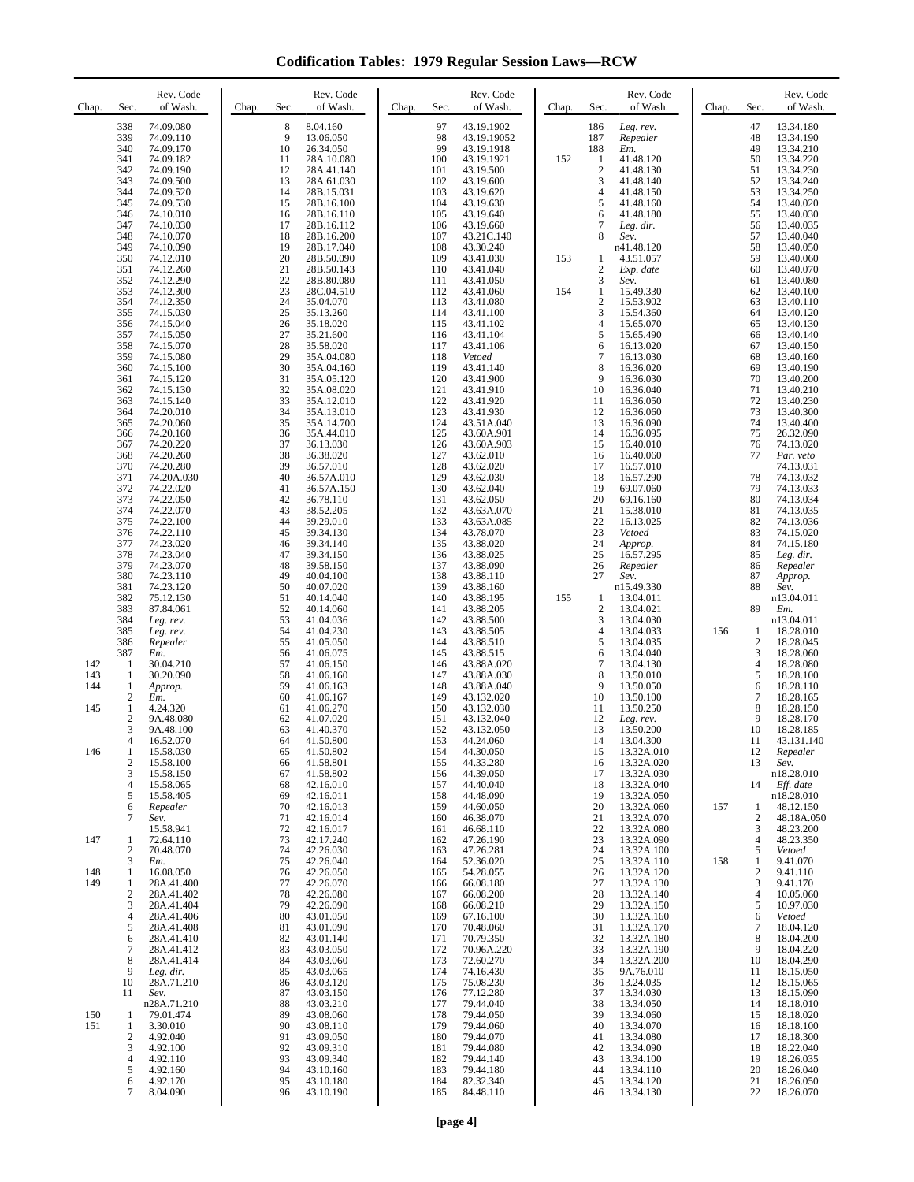# Codification Tables: 1979 Regular Session Laws—RCW

| Chap. | Sec. | Rev. Code of Wash. |
|---|---|---|
| | 338 | 74.09.080 |
| | 339 | 74.09.110 |
| | 340 | 74.09.170 |
| | 341 | 74.09.182 |
| | 342 | 74.09.190 |
| | 343 | 74.09.500 |
| | 344 | 74.09.520 |
| | 345 | 74.09.530 |
| | 346 | 74.10.010 |
| | 347 | 74.10.030 |
| | 348 | 74.10.070 |
| | 349 | 74.10.090 |
| | 350 | 74.12.010 |
| | 351 | 74.12.260 |
| | 352 | 74.12.290 |
| | 353 | 74.12.300 |
| | 354 | 74.12.350 |
| | 355 | 74.15.030 |
| | 356 | 74.15.040 |
| | 357 | 74.15.050 |
| | 358 | 74.15.070 |
| | 359 | 74.15.080 |
| | 360 | 74.15.100 |
| | 361 | 74.15.120 |
| | 362 | 74.15.130 |
| | 363 | 74.15.140 |
| | 364 | 74.20.010 |
| | 365 | 74.20.060 |
| | 366 | 74.20.160 |
| | 367 | 74.20.220 |
| | 368 | 74.20.260 |
| | 370 | 74.20.280 |
| | 371 | 74.20A.030 |
| | 372 | 74.22.020 |
| | 373 | 74.22.050 |
| | 374 | 74.22.070 |
| | 375 | 74.22.100 |
| | 376 | 74.22.110 |
| | 377 | 74.23.020 |
| | 378 | 74.23.040 |
| | 379 | 74.23.070 |
| | 380 | 74.23.110 |
| | 381 | 74.23.120 |
| | 382 | 75.12.130 |
| | 383 | 87.84.061 |
| | 384 | *Leg. rev.* |
| | 385 | *Leg. rev.* |
| | 386 | *Repealer* |
| | 387 | *Em.* |
| 142 | 1 | 30.04.210 |
| 143 | 1 | 30.20.090 |
| 144 | 1 | *Approp.* |
| | 2 | *Em.* |
| 145 | 1 | 4.24.320 |
| | 2 | 9A.48.080 |
| | 3 | 9A.48.100 |
| | 4 | 16.52.070 |
| 146 | 1 | 15.58.030 |
| | 2 | 15.58.100 |
| | 3 | 15.58.150 |
| | 4 | 15.58.065 |
| | 5 | 15.58.405 |
| | 6 | *Repealer* |
| | 7 | *Sev.* 15.58.941 |
| 147 | 1 | 72.64.110 |
| | 2 | 70.48.070 |
| | 3 | *Em.* |
| 148 | 1 | 16.08.050 |
| 149 | 1 | 28A.41.400 |
| | 2 | 28A.41.402 |
| | 3 | 28A.41.404 |
| | 4 | 28A.41.406 |
| | 5 | 28A.41.408 |
| | 6 | 28A.41.410 |
| | 7 | 28A.41.412 |
| | 8 | 28A.41.414 |
| | 9 | *Leg. dir.* |
| | 10 | 28A.71.210 |
| | 11 | *Sev.* n28A.71.210 |
| 150 | 1 | 79.01.474 |
| 151 | 1 | 3.30.010 |
| | 2 | 4.92.040 |
| | 3 | 4.92.100 |
| | 4 | 4.92.110 |
| | 5 | 4.92.160 |
| | 6 | 4.92.170 |
| | 7 | 8.04.090 |
| | 8 | 8.04.160 |
| | 9 | 13.06.050 |
| | 10 | 26.34.050 |
| | 11 | 28A.10.080 |
| | 12 | 28A.41.140 |
| | 13 | 28A.61.030 |
| | 14 | 28B.15.031 |
| | 15 | 28B.16.100 |
| | 16 | 28B.16.110 |
| | 17 | 28B.16.112 |
| | 18 | 28B.16.200 |
| | 19 | 28B.17.040 |
| | 20 | 28B.50.090 |
| | 21 | 28B.50.143 |
| | 22 | 28B.80.080 |
| | 23 | 28C.04.510 |
| | 24 | 35.04.070 |
| | 25 | 35.13.260 |
| | 26 | 35.18.020 |
| | 27 | 35.21.600 |
| | 28 | 35.58.020 |
| | 29 | 35A.04.080 |
| | 30 | 35A.04.160 |
| | 31 | 35A.05.120 |
| | 32 | 35A.08.020 |
| | 33 | 35A.12.010 |
| | 34 | 35A.13.010 |
| | 35 | 35A.14.700 |
| | 36 | 35A.44.010 |
| | 37 | 36.13.030 |
| | 38 | 36.38.020 |
| | 39 | 36.57.010 |
| | 40 | 36.57A.010 |
| | 41 | 36.57A.150 |
| | 42 | 36.78.110 |
| | 43 | 38.52.205 |
| | 44 | 39.29.010 |
| | 45 | 39.34.130 |
| | 46 | 39.34.140 |
| | 47 | 39.34.150 |
| | 48 | 39.58.150 |
| | 49 | 40.04.100 |
| | 50 | 40.07.020 |
| | 51 | 40.14.040 |
| | 52 | 40.14.060 |
| | 53 | 41.04.036 |
| | 54 | 41.04.230 |
| | 55 | 41.05.050 |
| | 56 | 41.06.075 |
| | 57 | 41.06.150 |
| | 58 | 41.06.160 |
| | 59 | 41.06.163 |
| | 60 | 41.06.167 |
| | 61 | 41.06.270 |
| | 62 | 41.07.020 |
| | 63 | 41.40.370 |
| | 64 | 41.50.800 |
| | 65 | 41.50.802 |
| | 66 | 41.58.801 |
| | 67 | 41.58.802 |
| | 68 | 42.16.010 |
| | 69 | 42.16.011 |
| | 70 | 42.16.013 |
| | 71 | 42.16.014 |
| | 72 | 42.16.017 |
| | 73 | 42.17.240 |
| | 74 | 42.26.030 |
| | 75 | 42.26.040 |
| | 76 | 42.26.050 |
| | 77 | 42.26.070 |
| | 78 | 42.26.080 |
| | 79 | 42.26.090 |
| | 80 | 43.01.050 |
| | 81 | 43.01.090 |
| | 82 | 43.01.140 |
| | 83 | 43.03.050 |
| | 84 | 43.03.060 |
| | 85 | 43.03.065 |
| | 86 | 43.03.120 |
| | 87 | 43.03.150 |
| | 88 | 43.03.210 |
| | 89 | 43.08.060 |
| | 90 | 43.08.110 |
| | 91 | 43.09.050 |
| | 92 | 43.09.310 |
| | 93 | 43.09.340 |
| | 94 | 43.10.160 |
| | 95 | 43.10.180 |
| | 96 | 43.10.190 |
| | 97 | 43.19.1902 |
| | 98 | 43.19.19052 |
| | 99 | 43.19.1918 |
| | 100 | 43.19.1921 |
| | 101 | 43.19.500 |
| | 102 | 43.19.600 |
| | 103 | 43.19.620 |
| | 104 | 43.19.630 |
| | 105 | 43.19.640 |
| | 106 | 43.19.660 |
| | 107 | 43.21C.140 |
| | 108 | 43.30.240 |
| | 109 | 43.41.030 |
| | 110 | 43.41.040 |
| | 111 | 43.41.050 |
| | 112 | 43.41.060 |
| | 113 | 43.41.080 |
| | 114 | 43.41.100 |
| | 115 | 43.41.102 |
| | 116 | 43.41.104 |
| | 117 | 43.41.106 |
| | 118 | *Vetoed* |
| | 119 | 43.41.140 |
| | 120 | 43.41.900 |
| | 121 | 43.41.910 |
| | 122 | 43.41.920 |
| | 123 | 43.41.930 |
| | 124 | 43.51A.040 |
| | 125 | 43.60A.901 |
| | 126 | 43.60A.903 |
| | 127 | 43.62.010 |
| | 128 | 43.62.020 |
| | 129 | 43.62.030 |
| | 130 | 43.62.040 |
| | 131 | 43.62.050 |
| | 132 | 43.63A.070 |
| | 133 | 43.63A.085 |
| | 134 | 43.78.070 |
| | 135 | 43.88.020 |
| | 136 | 43.88.025 |
| | 137 | 43.88.090 |
| | 138 | 43.88.110 |
| | 139 | 43.88.160 |
| | 140 | 43.88.195 |
| | 141 | 43.88.205 |
| | 142 | 43.88.500 |
| | 143 | 43.88.505 |
| | 144 | 43.88.510 |
| | 145 | 43.88.515 |
| | 146 | 43.88A.020 |
| | 147 | 43.88A.030 |
| | 148 | 43.88A.040 |
| | 149 | 43.132.020 |
| | 150 | 43.132.030 |
| | 151 | 43.132.040 |
| | 152 | 43.132.050 |
| | 153 | 44.24.060 |
| | 154 | 44.30.050 |
| | 155 | 44.33.280 |
| | 156 | 44.39.050 |
| | 157 | 44.40.040 |
| | 158 | 44.48.090 |
| | 159 | 44.60.050 |
| | 160 | 46.38.070 |
| | 161 | 46.68.110 |
| | 162 | 47.26.190 |
| | 163 | 47.26.281 |
| | 164 | 52.36.020 |
| | 165 | 54.28.055 |
| | 166 | 66.08.180 |
| | 167 | 66.08.200 |
| | 168 | 66.08.210 |
| | 169 | 67.16.100 |
| | 170 | 70.48.060 |
| | 171 | 70.79.350 |
| | 172 | 70.96A.220 |
| | 173 | 72.60.270 |
| | 174 | 74.16.430 |
| | 175 | 75.08.230 |
| | 176 | 77.12.280 |
| | 177 | 79.44.040 |
| | 178 | 79.44.050 |
| | 179 | 79.44.060 |
| | 180 | 79.44.070 |
| | 181 | 79.44.080 |
| | 182 | 79.44.140 |
| | 183 | 79.44.180 |
| | 184 | 82.32.340 |
| | 185 | 84.48.110 |
| | 186 | *Leg. rev.* |
| | 187 | *Repealer* |
| | 188 | *Em.* |
| 152 | 1 | 41.48.120 |
| | 2 | 41.48.130 |
| | 3 | 41.48.140 |
| | 4 | 41.48.150 |
| | 5 | 41.48.160 |
| | 6 | 41.48.180 |
| | 7 | *Leg. dir.* |
| | 8 | *Sev.* n41.48.120 |
| 153 | 1 | 43.51.057 |
| | 2 | *Exp. date* |
| | 3 | *Sev.* |
| 154 | 1 | 15.49.330 |
| | 2 | 15.53.902 |
| | 3 | 15.54.360 |
| | 4 | 15.65.070 |
| | 5 | 15.65.490 |
| | 6 | 16.13.020 |
| | 7 | 16.13.030 |
| | 8 | 16.36.020 |
| | 9 | 16.36.030 |
| | 10 | 16.36.040 |
| | 11 | 16.36.050 |
| | 12 | 16.36.060 |
| | 13 | 16.36.090 |
| | 14 | 16.36.095 |
| | 15 | 16.40.010 |
| | 16 | 16.40.060 |
| | 17 | 16.57.010 |
| | 18 | 16.57.290 |
| | 19 | 69.07.060 |
| | 20 | 69.16.160 |
| | 21 | 15.38.010 |
| | 22 | 16.13.025 |
| | 23 | *Vetoed* |
| | 24 | *Approp.* |
| | 25 | 16.57.295 |
| | 26 | *Repealer* |
| | 27 | *Sev.* n15.49.330 |
| 155 | 1 | 13.04.011 |
| | 2 | 13.04.021 |
| | 3 | 13.04.030 |
| | 4 | 13.04.033 |
| | 5 | 13.04.035 |
| | 6 | 13.04.040 |
| | 7 | 13.04.130 |
| | 8 | 13.50.010 |
| | 9 | 13.50.050 |
| | 10 | 13.50.100 |
| | 11 | 13.50.250 |
| | 12 | *Leg. rev.* |
| | 13 | 13.50.200 |
| | 14 | 13.04.300 |
| | 15 | 13.32A.010 |
| | 16 | 13.32A.020 |
| | 17 | 13.32A.030 |
| | 18 | 13.32A.040 |
| | 19 | 13.32A.050 |
| | 20 | 13.32A.060 |
| | 21 | 13.32A.070 |
| | 22 | 13.32A.080 |
| | 23 | 13.32A.090 |
| | 24 | 13.32A.100 |
| | 25 | 13.32A.110 |
| | 26 | 13.32A.120 |
| | 27 | 13.32A.130 |
| | 28 | 13.32A.140 |
| | 29 | 13.32A.150 |
| | 30 | 13.32A.160 |
| | 31 | 13.32A.170 |
| | 32 | 13.32A.180 |
| | 33 | 13.32A.190 |
| | 34 | 13.32A.200 |
| | 35 | 9A.76.010 |
| | 36 | 13.24.035 |
| | 37 | 13.34.030 |
| | 38 | 13.34.050 |
| | 39 | 13.34.060 |
| | 40 | 13.34.070 |
| | 41 | 13.34.080 |
| | 42 | 13.34.090 |
| | 43 | 13.34.100 |
| | 44 | 13.34.110 |
| | 45 | 13.34.120 |
| | 46 | 13.34.130 |
| | 47 | 13.34.180 |
| | 48 | 13.34.190 |
| | 49 | 13.34.210 |
| | 50 | 13.34.220 |
| | 51 | 13.34.230 |
| | 52 | 13.34.240 |
| | 53 | 13.34.250 |
| | 54 | 13.40.020 |
| | 55 | 13.40.030 |
| | 56 | 13.40.035 |
| | 57 | 13.40.040 |
| | 58 | 13.40.050 |
| | 59 | 13.40.060 |
| | 60 | 13.40.070 |
| | 61 | 13.40.080 |
| | 62 | 13.40.100 |
| | 63 | 13.40.110 |
| | 64 | 13.40.120 |
| | 65 | 13.40.130 |
| | 66 | 13.40.140 |
| | 67 | 13.40.150 |
| | 68 | 13.40.160 |
| | 69 | 13.40.190 |
| | 70 | 13.40.200 |
| | 71 | 13.40.210 |
| | 72 | 13.40.230 |
| | 73 | 13.40.300 |
| | 74 | 13.40.400 |
| | 75 | 26.32.090 |
| | 76 | 74.13.020 |
| | 77 | *Par. veto* 74.13.031 |
| | 78 | 74.13.032 |
| | 79 | 74.13.033 |
| | 80 | 74.13.034 |
| | 81 | 74.13.035 |
| | 82 | 74.13.036 |
| | 83 | 74.15.020 |
| | 84 | 74.15.180 |
| | 85 | *Leg. dir.* |
| | 86 | *Repealer* |
| | 87 | *Approp.* |
| | 88 | *Sev.* n13.04.011 |
| | 89 | *Em.* n13.04.011 |
| 156 | 1 | 18.28.010 |
| | 2 | 18.28.045 |
| | 3 | 18.28.060 |
| | 4 | 18.28.080 |
| | 5 | 18.28.100 |
| | 6 | 18.28.110 |
| | 7 | 18.28.165 |
| | 8 | 18.28.150 |
| | 9 | 18.28.170 |
| | 10 | 18.28.185 |
| | 11 | 43.131.140 |
| | 12 | *Repealer* |
| | 13 | *Sev.* n18.28.010 |
| | 14 | *Eff. date* n18.28.010 |
| 157 | 1 | 48.12.150 |
| | 2 | 48.18A.050 |
| | 3 | 48.23.200 |
| | 4 | 48.23.350 |
| | 5 | *Vetoed* |
| 158 | 1 | 9.41.070 |
| | 2 | 9.41.110 |
| | 3 | 9.41.170 |
| | 4 | 10.05.060 |
| | 5 | 10.97.030 |
| | 6 | *Vetoed* |
| | 7 | 18.04.120 |
| | 8 | 18.04.200 |
| | 9 | 18.04.220 |
| | 10 | 18.04.290 |
| | 11 | 18.15.050 |
| | 12 | 18.15.065 |
| | 13 | 18.15.090 |
| | 14 | 18.18.010 |
| | 15 | 18.18.020 |
| | 16 | 18.18.100 |
| | 17 | 18.18.300 |
| | 18 | 18.22.040 |
| | 19 | 18.26.035 |
| | 20 | 18.26.040 |
| | 21 | 18.26.050 |
| | 22 | 18.26.070 |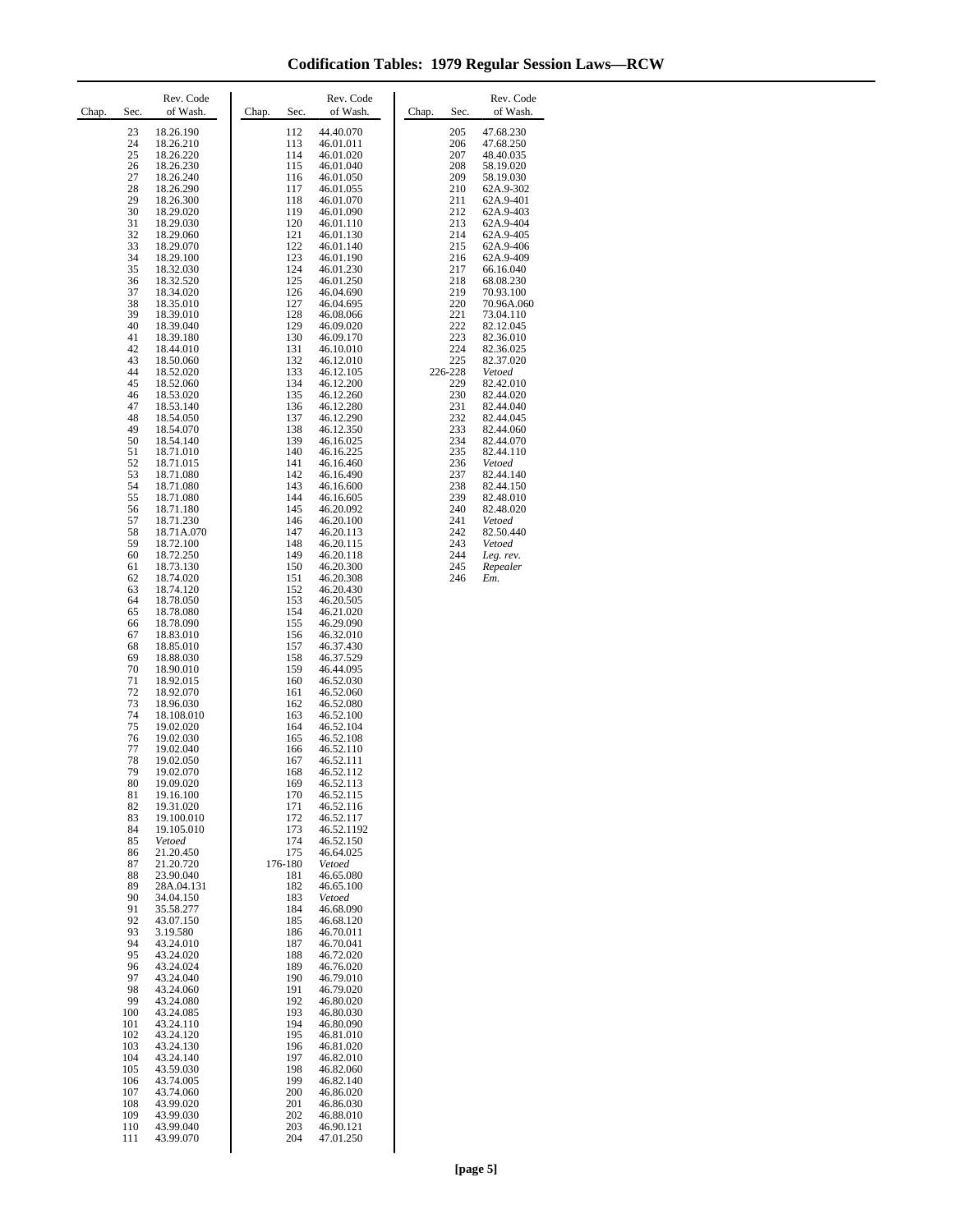## Codification Tables: 1979 Regular Session Laws—RCW

| Chap. | Sec. | Rev. Code of Wash. |
|---|---|---|
| | 23 | 18.26.190 |
| | 24 | 18.26.210 |
| | 25 | 18.26.220 |
| | 26 | 18.26.230 |
| | 27 | 18.26.240 |
| | 28 | 18.26.290 |
| | 29 | 18.26.300 |
| | 30 | 18.29.020 |
| | 31 | 18.29.030 |
| | 32 | 18.29.060 |
| | 33 | 18.29.070 |
| | 34 | 18.29.100 |
| | 35 | 18.32.030 |
| | 36 | 18.32.520 |
| | 37 | 18.34.020 |
| | 38 | 18.35.010 |
| | 39 | 18.39.010 |
| | 40 | 18.39.040 |
| | 41 | 18.39.180 |
| | 42 | 18.44.010 |
| | 43 | 18.50.060 |
| | 44 | 18.52.020 |
| | 45 | 18.52.060 |
| | 46 | 18.53.020 |
| | 47 | 18.53.140 |
| | 48 | 18.54.050 |
| | 49 | 18.54.070 |
| | 50 | 18.54.140 |
| | 51 | 18.71.010 |
| | 52 | 18.71.015 |
| | 53 | 18.71.080 |
| | 54 | 18.71.080 |
| | 55 | 18.71.080 |
| | 56 | 18.71.180 |
| | 57 | 18.71.230 |
| | 58 | 18.71A.070 |
| | 59 | 18.72.100 |
| | 60 | 18.72.250 |
| | 61 | 18.73.130 |
| | 62 | 18.74.020 |
| | 63 | 18.74.120 |
| | 64 | 18.78.050 |
| | 65 | 18.78.080 |
| | 66 | 18.78.090 |
| | 67 | 18.83.010 |
| | 68 | 18.85.010 |
| | 69 | 18.88.030 |
| | 70 | 18.90.010 |
| | 71 | 18.92.015 |
| | 72 | 18.92.070 |
| | 73 | 18.96.030 |
| | 74 | 18.108.010 |
| | 75 | 19.02.020 |
| | 76 | 19.02.030 |
| | 77 | 19.02.040 |
| | 78 | 19.02.050 |
| | 79 | 19.02.070 |
| | 80 | 19.09.020 |
| | 81 | 19.16.100 |
| | 82 | 19.31.020 |
| | 83 | 19.100.010 |
| | 84 | 19.105.010 |
| | 85 | *Vetoed* |
| | 86 | 21.20.450 |
| | 87 | 21.20.720 |
| | 88 | 23.90.040 |
| | 89 | 28A.04.131 |
| | 90 | 34.04.150 |
| | 91 | 35.58.277 |
| | 92 | 43.07.150 |
| | 93 | 3.19.580 |
| | 94 | 43.24.010 |
| | 95 | 43.24.020 |
| | 96 | 43.24.024 |
| | 97 | 43.24.040 |
| | 98 | 43.24.060 |
| | 99 | 43.24.080 |
| | 100 | 43.24.085 |
| | 101 | 43.24.110 |
| | 102 | 43.24.120 |
| | 103 | 43.24.130 |
| | 104 | 43.24.140 |
| | 105 | 43.59.030 |
| | 106 | 43.74.005 |
| | 107 | 43.74.060 |
| | 108 | 43.99.020 |
| | 109 | 43.99.030 |
| | 110 | 43.99.040 |
| | 111 | 43.99.070 |
| | 112 | 44.40.070 |
| | 113 | 46.01.011 |
| | 114 | 46.01.020 |
| | 115 | 46.01.040 |
| | 116 | 46.01.050 |
| | 117 | 46.01.055 |
| | 118 | 46.01.070 |
| | 119 | 46.01.090 |
| | 120 | 46.01.110 |
| | 121 | 46.01.130 |
| | 122 | 46.01.140 |
| | 123 | 46.01.190 |
| | 124 | 46.01.230 |
| | 125 | 46.01.250 |
| | 126 | 46.04.690 |
| | 127 | 46.04.695 |
| | 128 | 46.08.066 |
| | 129 | 46.09.020 |
| | 130 | 46.09.170 |
| | 131 | 46.10.010 |
| | 132 | 46.12.010 |
| | 133 | 46.12.105 |
| | 134 | 46.12.200 |
| | 135 | 46.12.260 |
| | 136 | 46.12.280 |
| | 137 | 46.12.290 |
| | 138 | 46.12.350 |
| | 139 | 46.16.025 |
| | 140 | 46.16.225 |
| | 141 | 46.16.460 |
| | 142 | 46.16.490 |
| | 143 | 46.16.600 |
| | 144 | 46.16.605 |
| | 145 | 46.20.092 |
| | 146 | 46.20.100 |
| | 147 | 46.20.113 |
| | 148 | 46.20.115 |
| | 149 | 46.20.118 |
| | 150 | 46.20.300 |
| | 151 | 46.20.308 |
| | 152 | 46.20.430 |
| | 153 | 46.20.505 |
| | 154 | 46.21.020 |
| | 155 | 46.29.090 |
| | 156 | 46.32.010 |
| | 157 | 46.37.430 |
| | 158 | 46.37.529 |
| | 159 | 46.44.095 |
| | 160 | 46.52.030 |
| | 161 | 46.52.060 |
| | 162 | 46.52.080 |
| | 163 | 46.52.100 |
| | 164 | 46.52.104 |
| | 165 | 46.52.108 |
| | 166 | 46.52.110 |
| | 167 | 46.52.111 |
| | 168 | 46.52.112 |
| | 169 | 46.52.113 |
| | 170 | 46.52.115 |
| | 171 | 46.52.116 |
| | 172 | 46.52.117 |
| | 173 | 46.52.1192 |
| | 174 | 46.52.150 |
| | 175 | 46.64.025 |
| | 176-180 | *Vetoed* |
| | 181 | 46.65.080 |
| | 182 | 46.65.100 |
| | 183 | *Vetoed* |
| | 184 | 46.68.090 |
| | 185 | 46.68.120 |
| | 186 | 46.70.011 |
| | 187 | 46.70.041 |
| | 188 | 46.72.020 |
| | 189 | 46.76.020 |
| | 190 | 46.79.010 |
| | 191 | 46.79.020 |
| | 192 | 46.80.020 |
| | 193 | 46.80.030 |
| | 194 | 46.80.090 |
| | 195 | 46.81.010 |
| | 196 | 46.81.020 |
| | 197 | 46.82.010 |
| | 198 | 46.82.060 |
| | 199 | 46.82.140 |
| | 200 | 46.86.020 |
| | 201 | 46.86.030 |
| | 202 | 46.88.010 |
| | 203 | 46.90.121 |
| | 204 | 47.01.250 |
| | 205 | 47.68.230 |
| | 206 | 47.68.250 |
| | 207 | 48.40.035 |
| | 208 | 58.19.020 |
| | 209 | 58.19.030 |
| | 210 | 62A.9-302 |
| | 211 | 62A.9-401 |
| | 212 | 62A.9-403 |
| | 213 | 62A.9-404 |
| | 214 | 62A.9-405 |
| | 215 | 62A.9-406 |
| | 216 | 62A.9-409 |
| | 217 | 66.16.040 |
| | 218 | 68.08.230 |
| | 219 | 70.93.100 |
| | 220 | 70.96A.060 |
| | 221 | 73.04.110 |
| | 222 | 82.12.045 |
| | 223 | 82.36.010 |
| | 224 | 82.36.025 |
| | 225 | 82.37.020 |
| | 226-228 | *Vetoed* |
| | 229 | 82.42.010 |
| | 230 | 82.44.020 |
| | 231 | 82.44.040 |
| | 232 | 82.44.045 |
| | 233 | 82.44.060 |
| | 234 | 82.44.070 |
| | 235 | 82.44.110 |
| | 236 | *Vetoed* |
| | 237 | 82.44.140 |
| | 238 | 82.44.150 |
| | 239 | 82.48.010 |
| | 240 | 82.48.020 |
| | 241 | *Vetoed* |
| | 242 | 82.50.440 |
| | 243 | *Vetoed* |
| | 244 | *Leg. rev.* |
| | 245 | *Repealer* |
| | 246 | *Em.* |